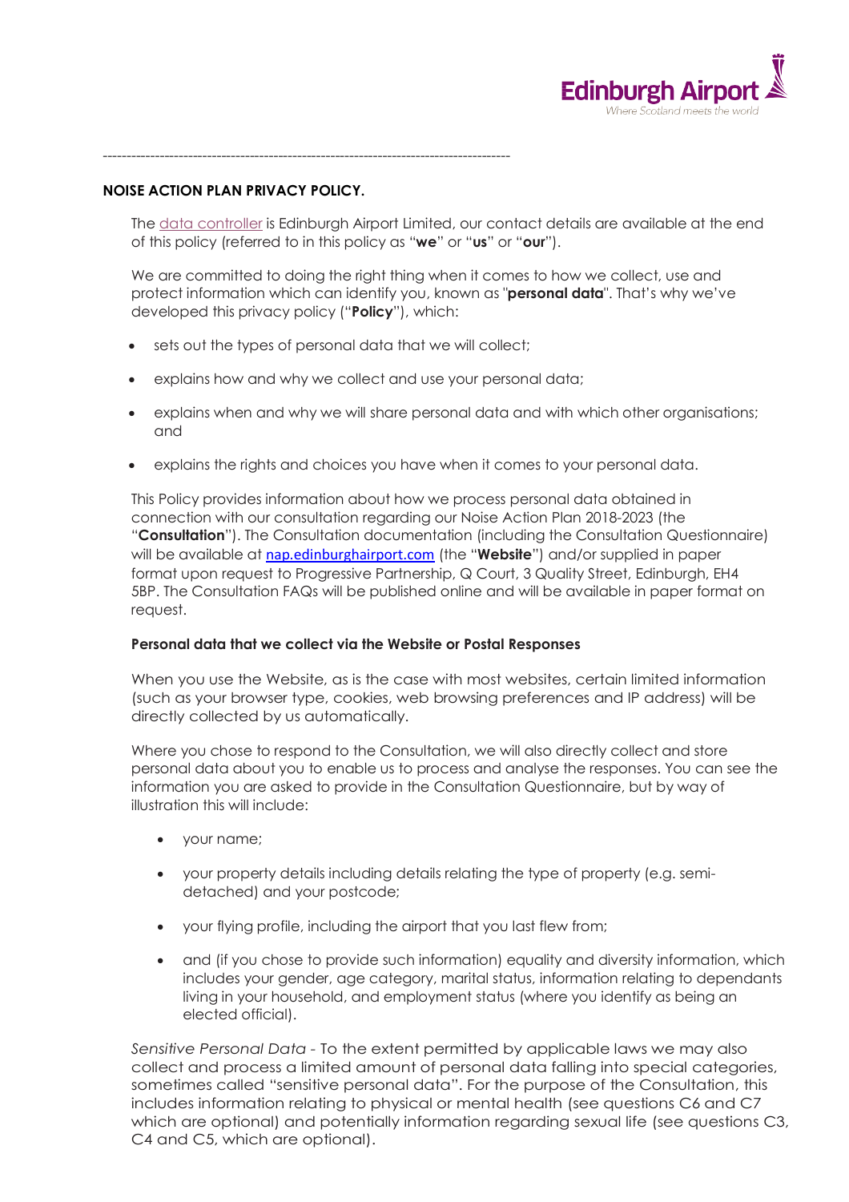# NOISE ACTION PLAN PRIVACY POLICY.

The data controller is Edinburgh Airport Limited, our contact details are available at the end of this policy (referred to in this policy as "**we**" or "**us**" or "**our**").

We are committed to doing the right thing when it comes to how we collect, use and protect information which can identify you, known as "**personal data**". That's why we've developed this privacy policy ("**Policy**"), which:

- sets out the types of personal data that we will collect;
- explains how and why we collect and use your personal data;
- explains when and why we will share personal data and with which other organisations; and
- explains the rights and choices you have when it comes to your personal data.

This Policy provides information about how we process personal data obtained in connection with our consultation regarding our Noise Action Plan 2018-2023 (the "**Consultation**"). The Consultation documentation (including the Consultation Questionnaire) will be available at nap.edinburghairport.com (the "**Website**") and/or supplied in paper format upon request to Progressive Partnership, Q Court, 3 Quality Street, Edinburgh, EH4 5BP. The Consultation FAQs will be published online and will be available in paper format on request.

## Personal data that we collect via the Website or Postal Responses

When you use the Website, as is the case with most websites, certain limited information (such as your browser type, cookies, web browsing preferences and IP address) will be directly collected by us automatically.

Where you chose to respond to the Consultation, we will also directly collect and store personal data about you to enable us to process and analyse the responses. You can see the information you are asked to provide in the Consultation Questionnaire, but by way of illustration this will include:

- your name;
- your property details including details relating the type of property (e.g. semi-detached) and your postcode;
- your flying profile, including the airport that you last flew from;
- and (if you chose to provide such information) equality and diversity information, which includes your gender, age category, marital status, information relating to dependants living in your household, and employment status (where you identify as being an elected official).

*Sensitive Personal Data* - To the extent permitted by applicable laws we may also collect and process a limited amount of personal data falling into special categories, sometimes called "sensitive personal data". For the purpose of the Consultation, this includes information relating to physical or mental health (see questions C6 and C7 which are optional) and potentially information regarding sexual life (see questions C3, C4 and C5, which are optional).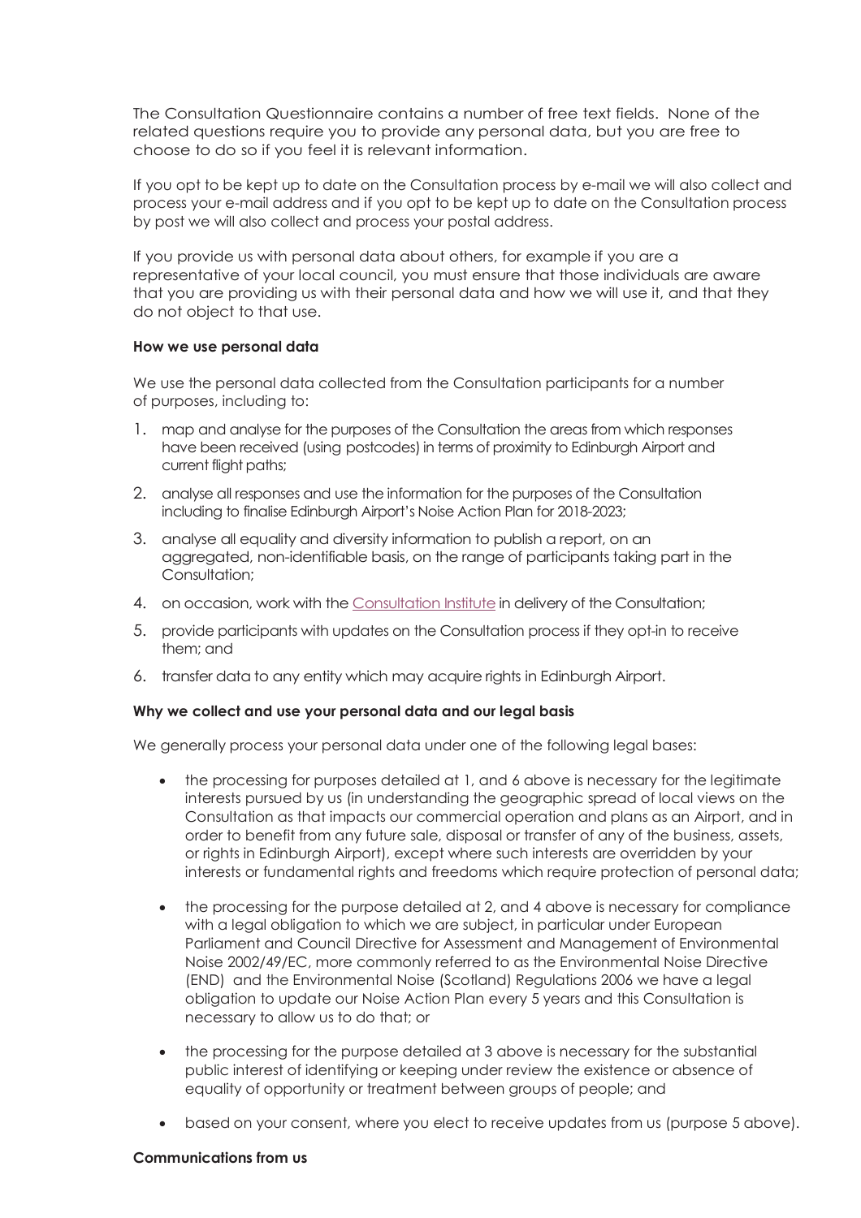The Consultation Questionnaire contains a number of free text fields. None of the related questions require you to provide any personal data, but you are free to choose to do so if you feel it is relevant information.

If you opt to be kept up to date on the Consultation process by e-mail we will also collect and process your e-mail address and if you opt to be kept up to date on the Consultation process by post we will also collect and process your postal address.

If you provide us with personal data about others, for example if you are a representative of your local council, you must ensure that those individuals are aware that you are providing us with their personal data and how we will use it, and that they do not object to that use.

**How we use personal data**

We use the personal data collected from the Consultation participants for a number of purposes, including to:

1. map and analyse for the purposes of the Consultation the areas from which responses have been received (using postcodes) in terms of proximity to Edinburgh Airport and current flight paths;
2. analyse all responses and use the information for the purposes of the Consultation including to finalise Edinburgh Airport's Noise Action Plan for 2018-2023;
3. analyse all equality and diversity information to publish a report, on an aggregated, non-identifiable basis, on the range of participants taking part in the Consultation;
4. on occasion, work with the Consultation Institute in delivery of the Consultation;
5. provide participants with updates on the Consultation process if they opt-in to receive them; and
6. transfer data to any entity which may acquire rights in Edinburgh Airport.

**Why we collect and use your personal data and our legal basis**

We generally process your personal data under one of the following legal bases:

- the processing for purposes detailed at 1, and 6 above is necessary for the legitimate interests pursued by us (in understanding the geographic spread of local views on the Consultation as that impacts our commercial operation and plans as an Airport, and in order to benefit from any future sale, disposal or transfer of any of the business, assets, or rights in Edinburgh Airport), except where such interests are overridden by your interests or fundamental rights and freedoms which require protection of personal data;
- the processing for the purpose detailed at 2, and 4 above is necessary for compliance with a legal obligation to which we are subject, in particular under European Parliament and Council Directive for Assessment and Management of Environmental Noise 2002/49/EC, more commonly referred to as the Environmental Noise Directive (END) and the Environmental Noise (Scotland) Regulations 2006 we have a legal obligation to update our Noise Action Plan every 5 years and this Consultation is necessary to allow us to do that; or
- the processing for the purpose detailed at 3 above is necessary for the substantial public interest of identifying or keeping under review the existence or absence of equality of opportunity or treatment between groups of people; and
- based on your consent, where you elect to receive updates from us (purpose 5 above).

**Communications from us**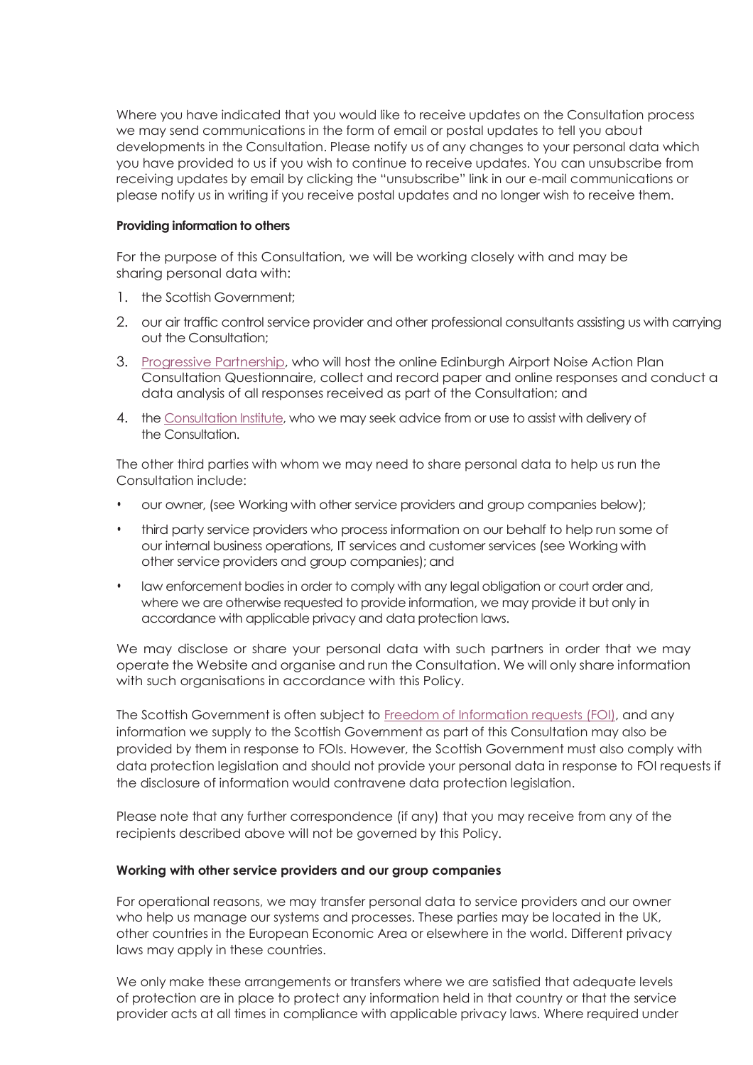Where you have indicated that you would like to receive updates on the Consultation process we may send communications in the form of email or postal updates to tell you about developments in the Consultation. Please notify us of any changes to your personal data which you have provided to us if you wish to continue to receive updates. You can unsubscribe from receiving updates by email by clicking the "unsubscribe" link in our e-mail communications or please notify us in writing if you receive postal updates and no longer wish to receive them.

**Providing information to others**

For the purpose of this Consultation, we will be working closely with and may be sharing personal data with:

1. the Scottish Government;
2. our air traffic control service provider and other professional consultants assisting us with carrying out the Consultation;
3. Progressive Partnership, who will host the online Edinburgh Airport Noise Action Plan Consultation Questionnaire, collect and record paper and online responses and conduct a data analysis of all responses received as part of the Consultation; and
4. the Consultation Institute, who we may seek advice from or use to assist with delivery of the Consultation.

The other third parties with whom we may need to share personal data to help us run the Consultation include:

- our owner, (see Working with other service providers and group companies below);
- third party service providers who process information on our behalf to help run some of our internal business operations, IT services and customer services (see Working with other service providers and group companies); and
- law enforcement bodies in order to comply with any legal obligation or court order and, where we are otherwise requested to provide information, we may provide it but only in accordance with applicable privacy and data protection laws.

We may disclose or share your personal data with such partners in order that we may operate the Website and organise and run the Consultation. We will only share information with such organisations in accordance with this Policy.

The Scottish Government is often subject to Freedom of Information requests (FOI), and any information we supply to the Scottish Government as part of this Consultation may also be provided by them in response to FOIs. However, the Scottish Government must also comply with data protection legislation and should not provide your personal data in response to FOI requests if the disclosure of information would contravene data protection legislation.

Please note that any further correspondence (if any) that you may receive from any of the recipients described above will not be governed by this Policy.

**Working with other service providers and our group companies**

For operational reasons, we may transfer personal data to service providers and our owner who help us manage our systems and processes. These parties may be located in the UK, other countries in the European Economic Area or elsewhere in the world. Different privacy laws may apply in these countries.

We only make these arrangements or transfers where we are satisfied that adequate levels of protection are in place to protect any information held in that country or that the service provider acts at all times in compliance with applicable privacy laws. Where required under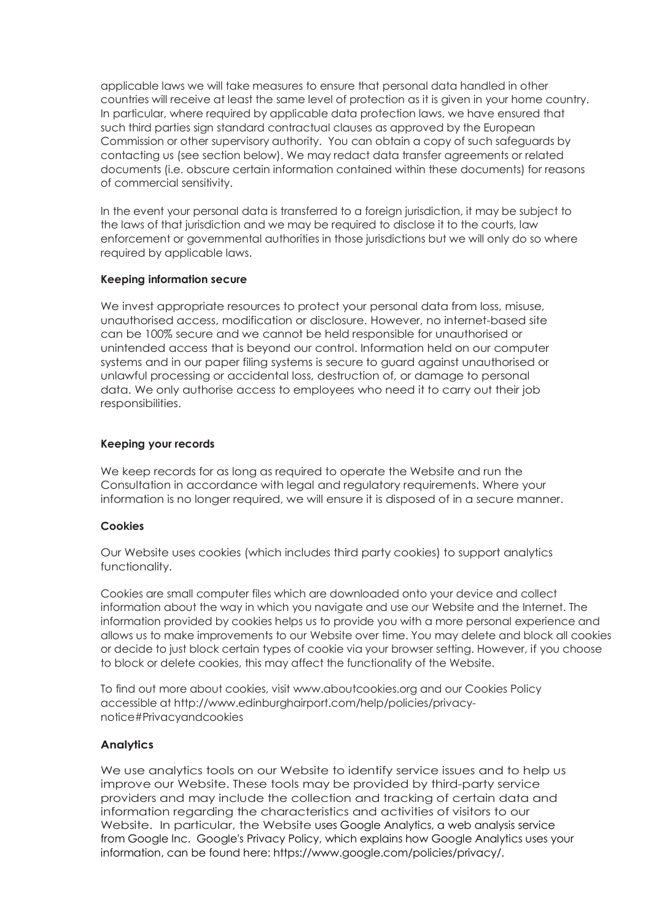applicable laws we will take measures to ensure that personal data handled in other countries will receive at least the same level of protection as it is given in your home country. In particular, where required by applicable data protection laws, we have ensured that such third parties sign standard contractual clauses as approved by the European Commission or other supervisory authority. You can obtain a copy of such safeguards by contacting us (see section below). We may redact data transfer agreements or related documents (i.e. obscure certain information contained within these documents) for reasons of commercial sensitivity.

In the event your personal data is transferred to a foreign jurisdiction, it may be subject to the laws of that jurisdiction and we may be required to disclose it to the courts, law enforcement or governmental authorities in those jurisdictions but we will only do so where required by applicable laws.

**Keeping information secure**

We invest appropriate resources to protect your personal data from loss, misuse, unauthorised access, modification or disclosure. However, no internet-based site can be 100% secure and we cannot be held responsible for unauthorised or unintended access that is beyond our control. Information held on our computer systems and in our paper filing systems is secure to guard against unauthorised or unlawful processing or accidental loss, destruction of, or damage to personal data. We only authorise access to employees who need it to carry out their job responsibilities.

**Keeping your records**

We keep records for as long as required to operate the Website and run the Consultation in accordance with legal and regulatory requirements. Where your information is no longer required, we will ensure it is disposed of in a secure manner.

**Cookies**

Our Website uses cookies (which includes third party cookies) to support analytics functionality.

Cookies are small computer files which are downloaded onto your device and collect information about the way in which you navigate and use our Website and the Internet. The information provided by cookies helps us to provide you with a more personal experience and allows us to make improvements to our Website over time. You may delete and block all cookies or decide to just block certain types of cookie via your browser setting. However, if you choose to block or delete cookies, this may affect the functionality of the Website.

To find out more about cookies, visit www.aboutcookies.org and our Cookies Policy accessible at http://www.edinburghairport.com/help/policies/privacy-notice#Privacyandcookies

**Analytics**

We use analytics tools on our Website to identify service issues and to help us improve our Website. These tools may be provided by third-party service providers and may include the collection and tracking of certain data and information regarding the characteristics and activities of visitors to our Website. In particular, the Website uses Google Analytics, a web analysis service from Google Inc. Google's Privacy Policy, which explains how Google Analytics uses your information, can be found here: https://www.google.com/policies/privacy/.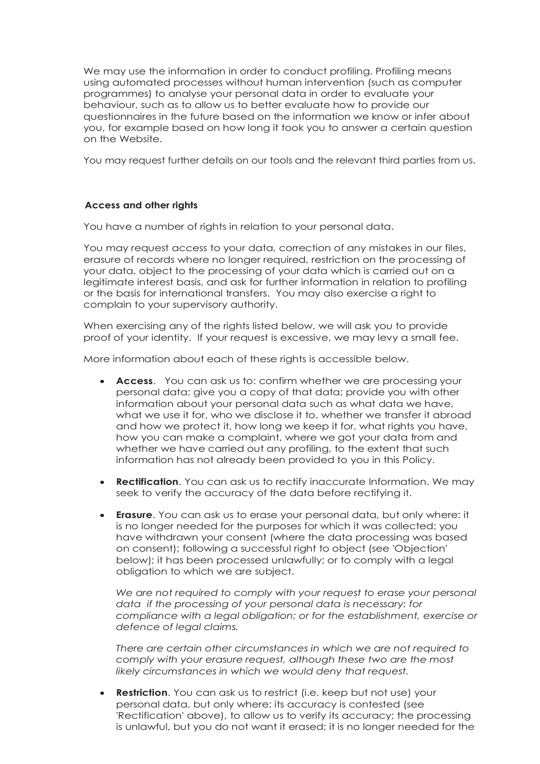We may use the information in order to conduct profiling. Profiling means using automated processes without human intervention (such as computer programmes) to analyse your personal data in order to evaluate your behaviour, such as to allow us to better evaluate how to provide our questionnaires in the future based on the information we know or infer about you, for example based on how long it took you to answer a certain question on the Website.

You may request further details on our tools and the relevant third parties from us.

### Access and other rights

You have a number of rights in relation to your personal data.

You may request access to your data, correction of any mistakes in our files, erasure of records where no longer required, restriction on the processing of your data, object to the processing of your data which is carried out on a legitimate interest basis, and ask for further information in relation to profiling or the basis for international transfers. You may also exercise a right to complain to your supervisory authority.

When exercising any of the rights listed below, we will ask you to provide proof of your identity. If your request is excessive, we may levy a small fee.

More information about each of these rights is accessible below.

- **Access**. You can ask us to: confirm whether we are processing your personal data; give you a copy of that data; provide you with other information about your personal data such as what data we have, what we use it for, who we disclose it to, whether we transfer it abroad and how we protect it, how long we keep it for, what rights you have, how you can make a complaint, where we got your data from and whether we have carried out any profiling, to the extent that such information has not already been provided to you in this Policy.

- **Rectification**. You can ask us to rectify inaccurate Information. We may seek to verify the accuracy of the data before rectifying it.

- **Erasure**. You can ask us to erase your personal data, but only where: it is no longer needed for the purposes for which it was collected; you have withdrawn your consent (where the data processing was based on consent); following a successful right to object (see 'Objection' below); it has been processed unlawfully; or to comply with a legal obligation to which we are subject.

  *We are not required to comply with your request to erase your personal data if the processing of your personal data is necessary: for compliance with a legal obligation; or for the establishment, exercise or defence of legal claims.*

  *There are certain other circumstances in which we are not required to comply with your erasure request, although these two are the most likely circumstances in which we would deny that request.*

- **Restriction**. You can ask us to restrict (i.e. keep but not use) your personal data, but only where: its accuracy is contested (see 'Rectification' above), to allow us to verify its accuracy; the processing is unlawful, but you do not want it erased; it is no longer needed for the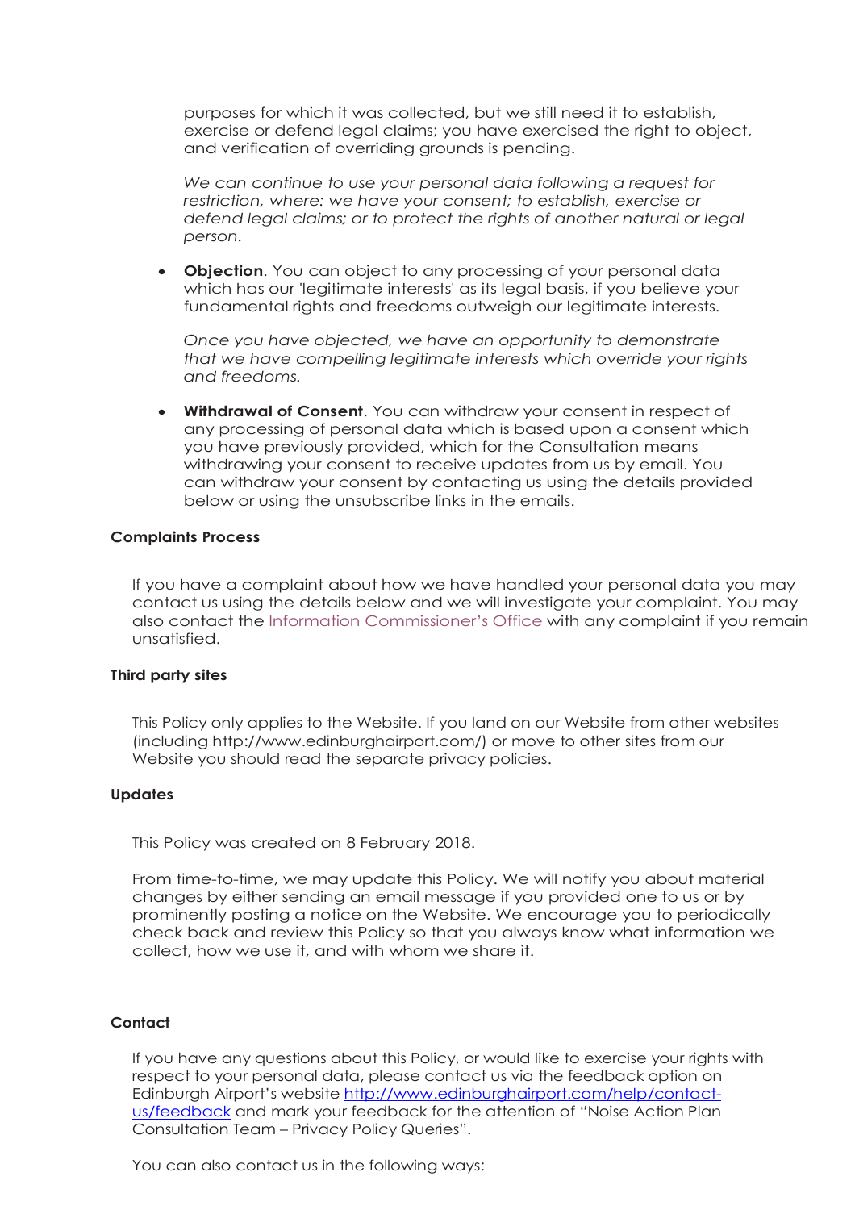purposes for which it was collected, but we still need it to establish, exercise or defend legal claims; you have exercised the right to object, and verification of overriding grounds is pending.

*We can continue to use your personal data following a request for restriction, where: we have your consent; to establish, exercise or defend legal claims; or to protect the rights of another natural or legal person.*

- **Objection**. You can object to any processing of your personal data which has our 'legitimate interests' as its legal basis, if you believe your fundamental rights and freedoms outweigh our legitimate interests.

  *Once you have objected, we have an opportunity to demonstrate that we have compelling legitimate interests which override your rights and freedoms.*

- **Withdrawal of Consent**. You can withdraw your consent in respect of any processing of personal data which is based upon a consent which you have previously provided, which for the Consultation means withdrawing your consent to receive updates from us by email. You can withdraw your consent by contacting us using the details provided below or using the unsubscribe links in the emails.

**Complaints Process**

If you have a complaint about how we have handled your personal data you may contact us using the details below and we will investigate your complaint. You may also contact the Information Commissioner's Office with any complaint if you remain unsatisfied.

**Third party sites**

This Policy only applies to the Website. If you land on our Website from other websites (including http://www.edinburghairport.com/) or move to other sites from our Website you should read the separate privacy policies.

**Updates**

This Policy was created on 8 February 2018.

From time-to-time, we may update this Policy. We will notify you about material changes by either sending an email message if you provided one to us or by prominently posting a notice on the Website. We encourage you to periodically check back and review this Policy so that you always know what information we collect, how we use it, and with whom we share it.

**Contact**

If you have any questions about this Policy, or would like to exercise your rights with respect to your personal data, please contact us via the feedback option on Edinburgh Airport's website http://www.edinburghairport.com/help/contact-us/feedback and mark your feedback for the attention of "Noise Action Plan Consultation Team – Privacy Policy Queries".

You can also contact us in the following ways: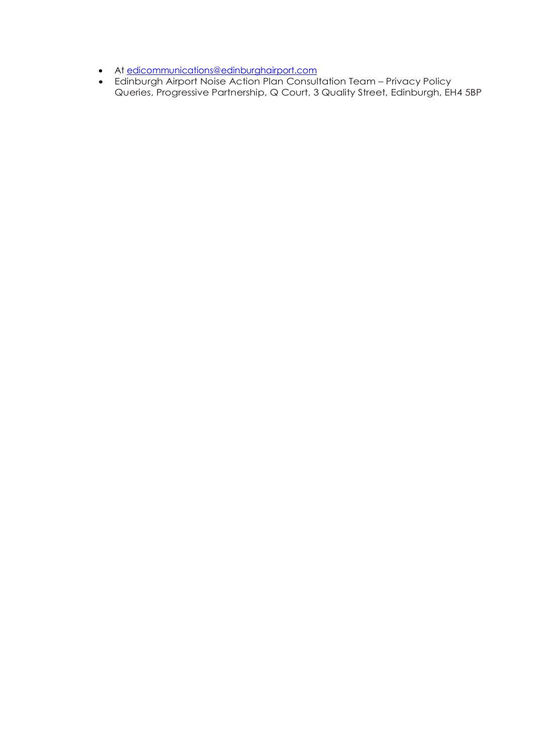- At edicommunications@edinburghairport.com
- Edinburgh Airport Noise Action Plan Consultation Team – Privacy Policy Queries, Progressive Partnership, Q Court, 3 Quality Street, Edinburgh, EH4 5BP